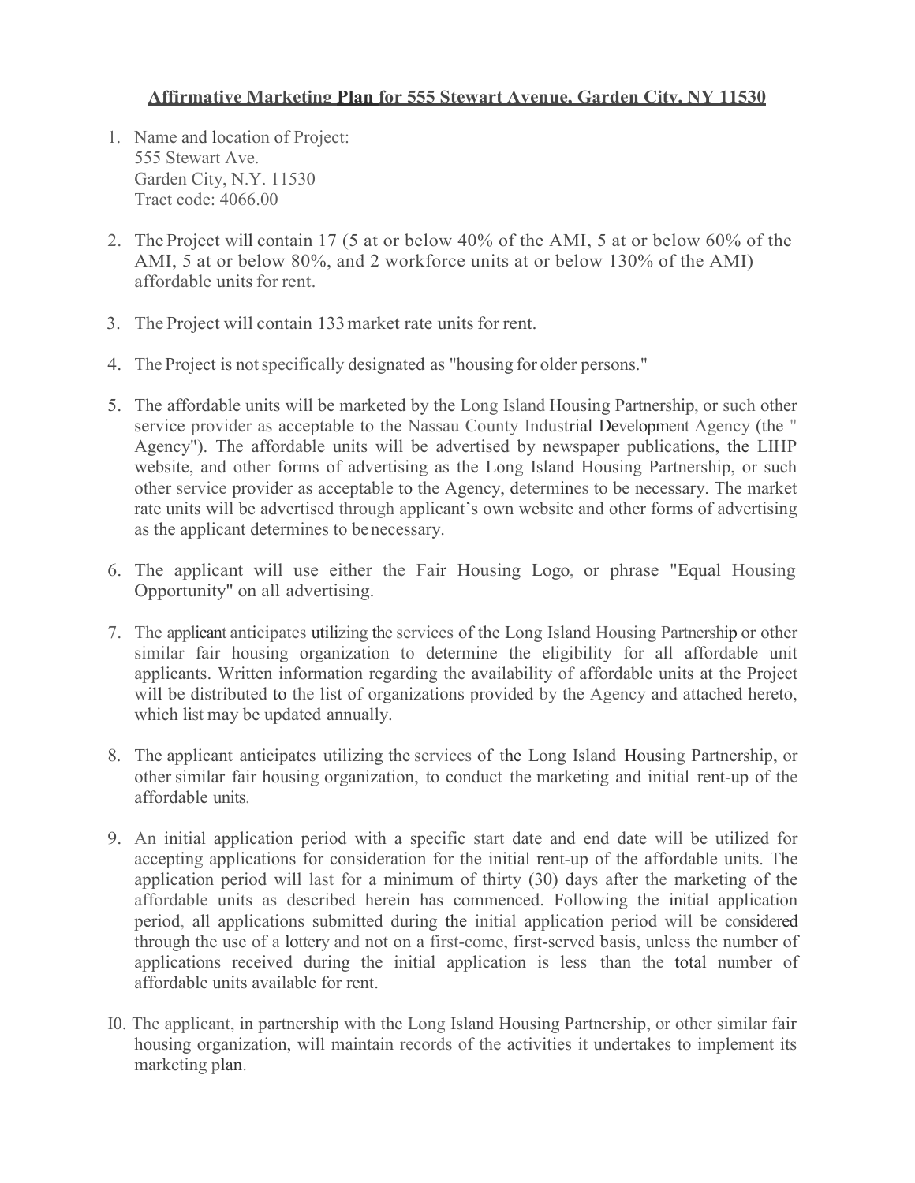# Affirmative Marketing Plan for 555 Stewart Avenue, Garden City, NY 11530

1. Name and location of Project:
   555 Stewart Ave.
   Garden City, N.Y. 11530
   Tract code: 4066.00

2. The Project will contain 17 (5 at or below 40% of the AMI, 5 at or below 60% of the AMI, 5 at or below 80%, and 2 workforce units at or below 130% of the AMI) affordable units for rent.

3. The Project will contain 133 market rate units for rent.

4. The Project is not specifically designated as "housing for older persons."

5. The affordable units will be marketed by the Long Island Housing Partnership, or such other service provider as acceptable to the Nassau County Industrial Development Agency (the " Agency"). The affordable units will be advertised by newspaper publications, the LIHP website, and other forms of advertising as the Long Island Housing Partnership, or such other service provider as acceptable to the Agency, determines to be necessary. The market rate units will be advertised through applicant's own website and other forms of advertising as the applicant determines to be necessary.

6. The applicant will use either the Fair Housing Logo, or phrase "Equal Housing Opportunity" on all advertising.

7. The applicant anticipates utilizing the services of the Long Island Housing Partnership or other similar fair housing organization to determine the eligibility for all affordable unit applicants. Written information regarding the availability of affordable units at the Project will be distributed to the list of organizations provided by the Agency and attached hereto, which list may be updated annually.

8. The applicant anticipates utilizing the services of the Long Island Housing Partnership, or other similar fair housing organization, to conduct the marketing and initial rent-up of the affordable units.

9. An initial application period with a specific start date and end date will be utilized for accepting applications for consideration for the initial rent-up of the affordable units. The application period will last for a minimum of thirty (30) days after the marketing of the affordable units as described herein has commenced. Following the initial application period, all applications submitted during the initial application period will be considered through the use of a lottery and not on a first-come, first-served basis, unless the number of applications received during the initial application is less than the total number of affordable units available for rent.

10. The applicant, in partnership with the Long Island Housing Partnership, or other similar fair housing organization, will maintain records of the activities it undertakes to implement its marketing plan.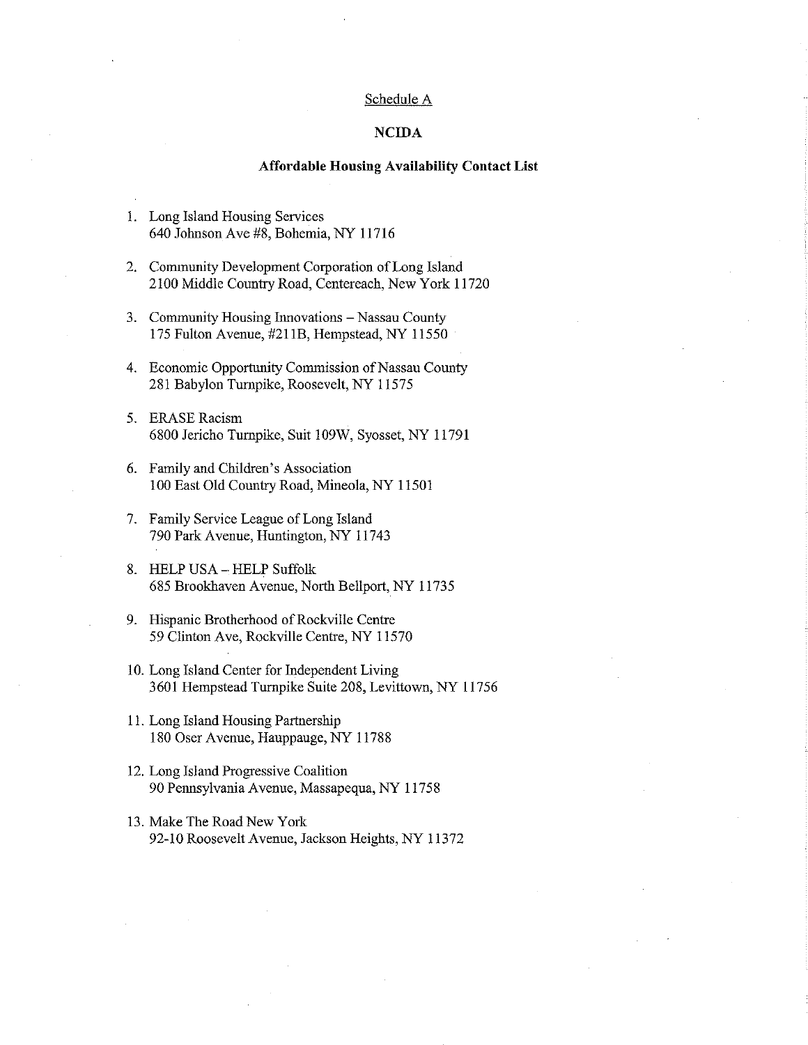Schedule A

**NCIDA**

**Affordable Housing Availability Contact List**

1. Long Island Housing Services
   640 Johnson Ave #8, Bohemia, NY 11716

2. Community Development Corporation of Long Island
   2100 Middle Country Road, Centereach, New York 11720

3. Community Housing Innovations – Nassau County
   175 Fulton Avenue, #211B, Hempstead, NY 11550

4. Economic Opportunity Commission of Nassau County
   281 Babylon Turnpike, Roosevelt, NY 11575

5. ERASE Racism
   6800 Jericho Turnpike, Suit 109W, Syosset, NY 11791

6. Family and Children's Association
   100 East Old Country Road, Mineola, NY 11501

7. Family Service League of Long Island
   790 Park Avenue, Huntington, NY 11743

8. HELP USA – HELP Suffolk
   685 Brookhaven Avenue, North Bellport, NY 11735

9. Hispanic Brotherhood of Rockville Centre
   59 Clinton Ave, Rockville Centre, NY 11570

10. Long Island Center for Independent Living
    3601 Hempstead Turnpike Suite 208, Levittown, NY 11756

11. Long Island Housing Partnership
    180 Oser Avenue, Hauppauge, NY 11788

12. Long Island Progressive Coalition
    90 Pennsylvania Avenue, Massapequa, NY 11758

13. Make The Road New York
    92-10 Roosevelt Avenue, Jackson Heights, NY 11372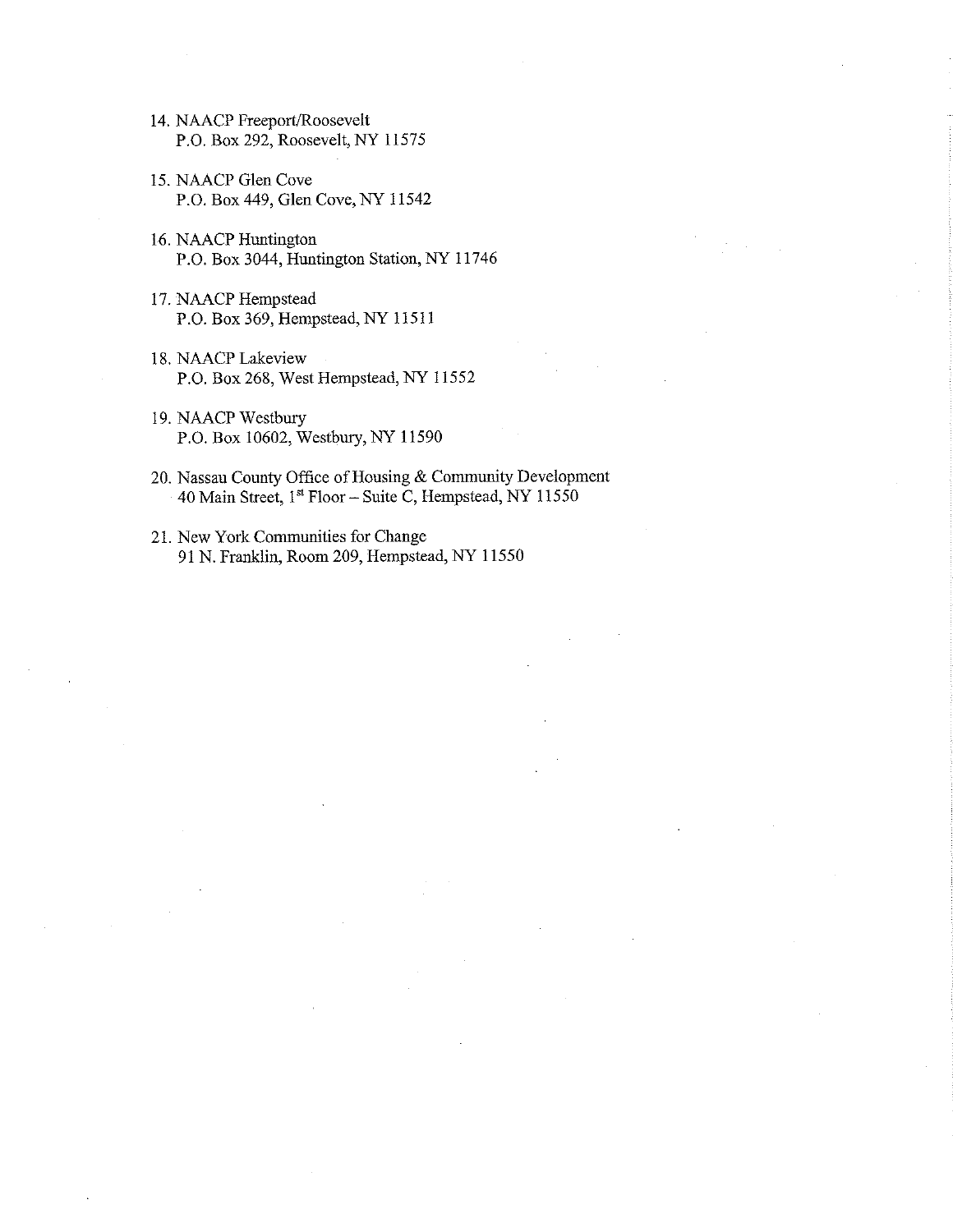14. NAACP Freeport/Roosevelt
    P.O. Box 292, Roosevelt, NY 11575

15. NAACP Glen Cove
    P.O. Box 449, Glen Cove, NY 11542

16. NAACP Huntington
    P.O. Box 3044, Huntington Station, NY 11746

17. NAACP Hempstead
    P.O. Box 369, Hempstead, NY 11511

18. NAACP Lakeview
    P.O. Box 268, West Hempstead, NY 11552

19. NAACP Westbury
    P.O. Box 10602, Westbury, NY 11590

20. Nassau County Office of Housing & Community Development
    40 Main Street, 1st Floor – Suite C, Hempstead, NY 11550

21. New York Communities for Change
    91 N. Franklin, Room 209, Hempstead, NY 11550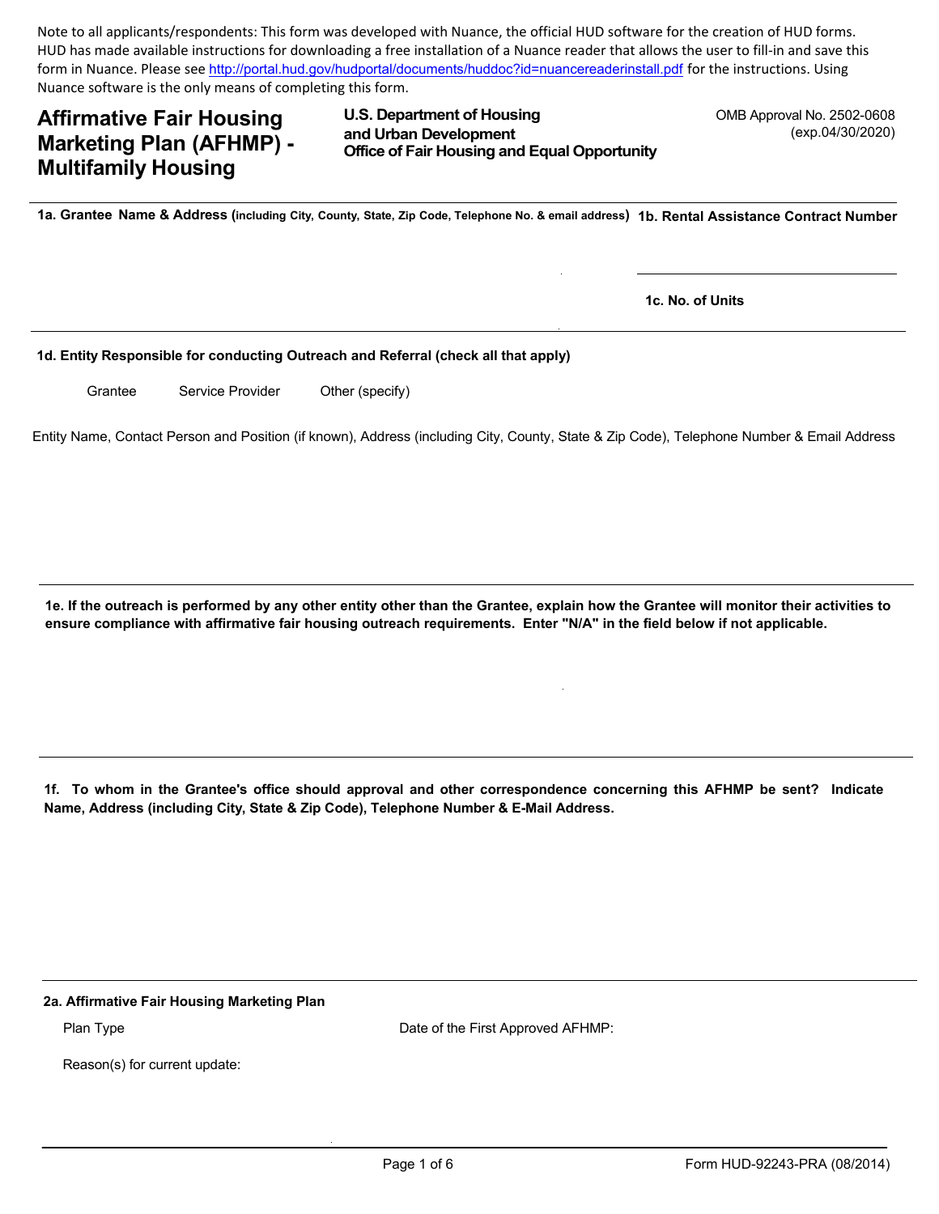Note to all applicants/respondents: This form was developed with Nuance, the official HUD software for the creation of HUD forms. HUD has made available instructions for downloading a free installation of a Nuance reader that allows the user to fill-in and save this form in Nuance. Please see http://portal.hud.gov/hudportal/documents/huddoc?id=nuancereaderinstall.pdf for the instructions. Using Nuance software is the only means of completing this form.

# Affirmative Fair Housing Marketing Plan (AFHMP) - Multifamily Housing

**U.S. Department of Housing and Urban Development**
**Office of Fair Housing and Equal Opportunity**

OMB Approval No. 2502-0608
(exp.04/30/2020)

**1a. Grantee Name & Address (including City, County, State, Zip Code, Telephone No. & email address)**

**1b. Rental Assistance Contract Number**

**1c. No. of Units**

**1d. Entity Responsible for conducting Outreach and Referral (check all that apply)**

Grantee     Service Provider     Other (specify)

Entity Name, Contact Person and Position (if known), Address (including City, County, State & Zip Code), Telephone Number & Email Address

**1e. If the outreach is performed by any other entity other than the Grantee, explain how the Grantee will monitor their activities to ensure compliance with affirmative fair housing outreach requirements. Enter "N/A" in the field below if not applicable.**

**1f. To whom in the Grantee's office should approval and other correspondence concerning this AFHMP be sent? Indicate Name, Address (including City, State & Zip Code), Telephone Number & E-Mail Address.**

**2a. Affirmative Fair Housing Marketing Plan**

Plan Type

Date of the First Approved AFHMP:

Reason(s) for current update:

Form HUD-92243-PRA (08/2014)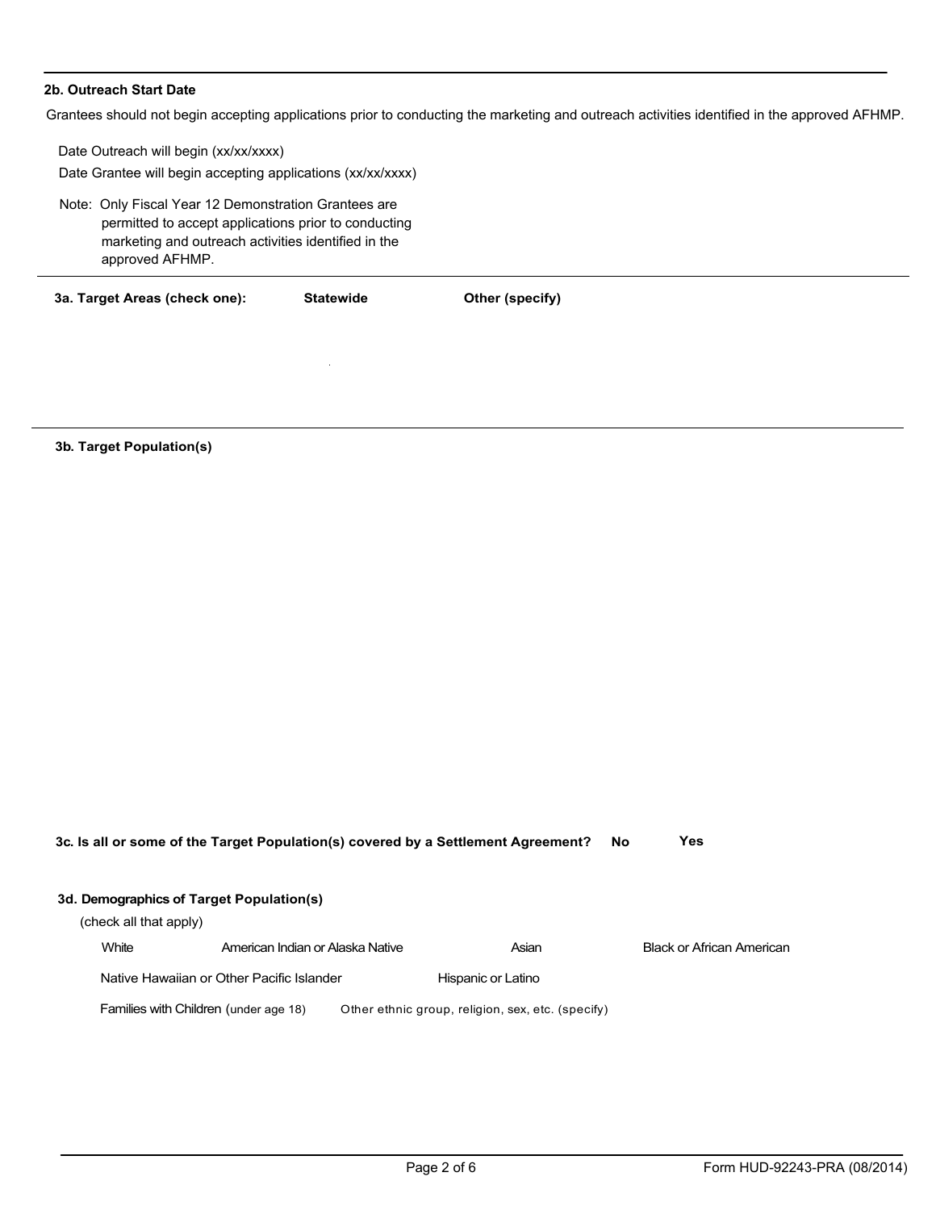**2b. Outreach Start Date**

Grantees should not begin accepting applications prior to conducting the marketing and outreach activities identified in the approved AFHMP.

Date Outreach will begin (xx/xx/xxxx)

Date Grantee will begin accepting applications (xx/xx/xxxx)

Note: Only Fiscal Year 12 Demonstration Grantees are permitted to accept applications prior to conducting marketing and outreach activities identified in the approved AFHMP.

**3a. Target Areas (check one):** **Statewide** **Other (specify)**

**3b. Target Population(s)**

**3c. Is all or some of the Target Population(s) covered by a Settlement Agreement?** **No** **Yes**

**3d. Demographics of Target Population(s)**

(check all that apply)

White | American Indian or Alaska Native | Asian | Black or African American

Native Hawaiian or Other Pacific Islander | Hispanic or Latino

Families with Children (under age 18) | Other ethnic group, religion, sex, etc. (specify)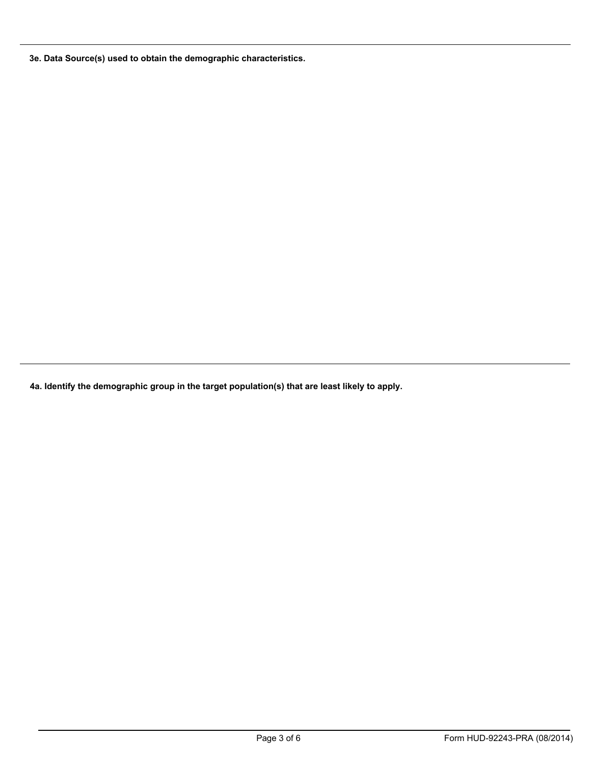**3e. Data Source(s) used to obtain the demographic characteristics.**

---

**4a. Identify the demographic group in the target population(s) that are least likely to apply.**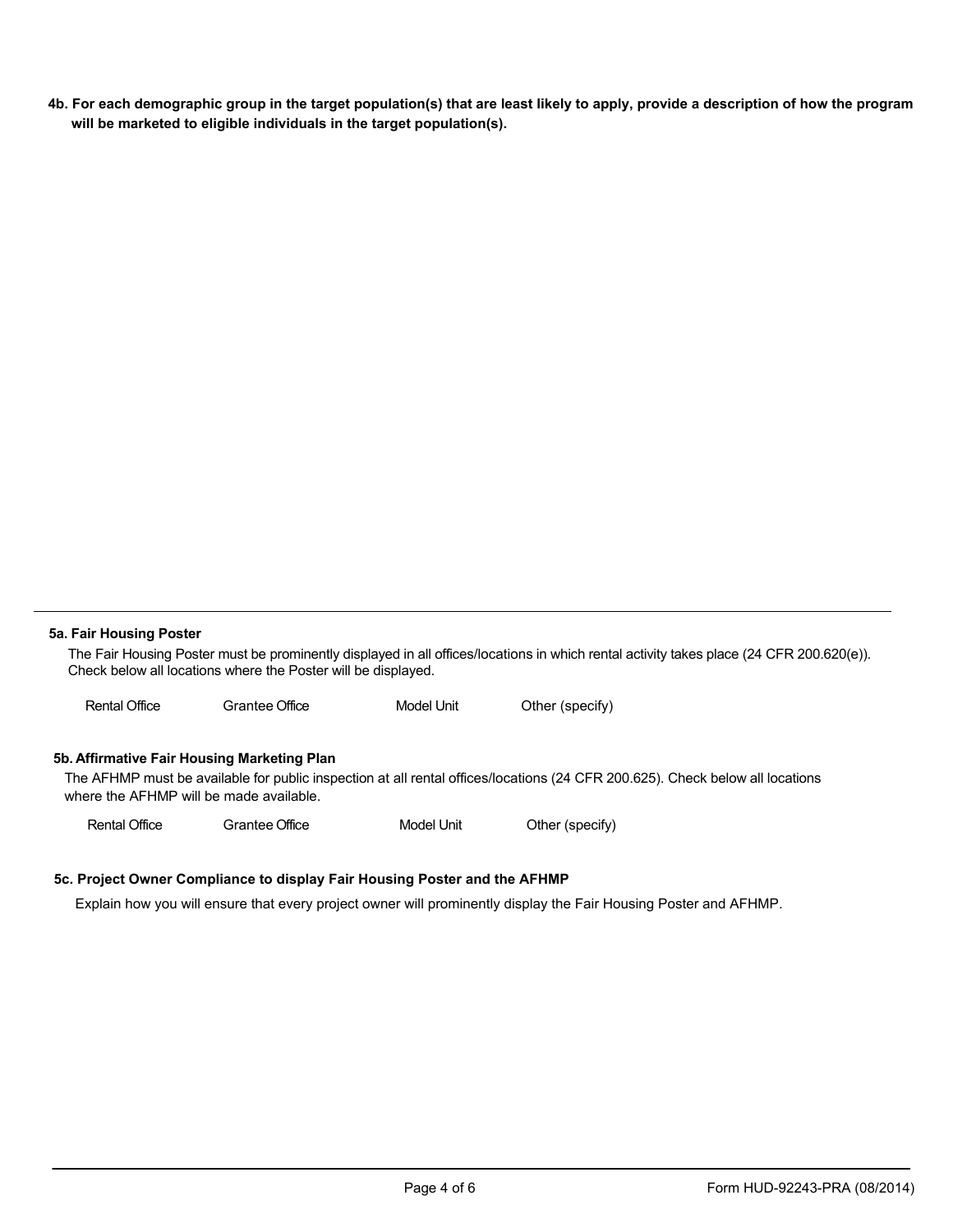**4b. For each demographic group in the target population(s) that are least likely to apply, provide a description of how the program will be marketed to eligible individuals in the target population(s).**

---

**5a. Fair Housing Poster**

The Fair Housing Poster must be prominently displayed in all offices/locations in which rental activity takes place (24 CFR 200.620(e)). Check below all locations where the Poster will be displayed.

Rental Office    Grantee Office    Model Unit    Other (specify)

**5b. Affirmative Fair Housing Marketing Plan**

The AFHMP must be available for public inspection at all rental offices/locations (24 CFR 200.625). Check below all locations where the AFHMP will be made available.

Rental Office    Grantee Office    Model Unit    Other (specify)

**5c. Project Owner Compliance to display Fair Housing Poster and the AFHMP**

Explain how you will ensure that every project owner will prominently display the Fair Housing Poster and AFHMP.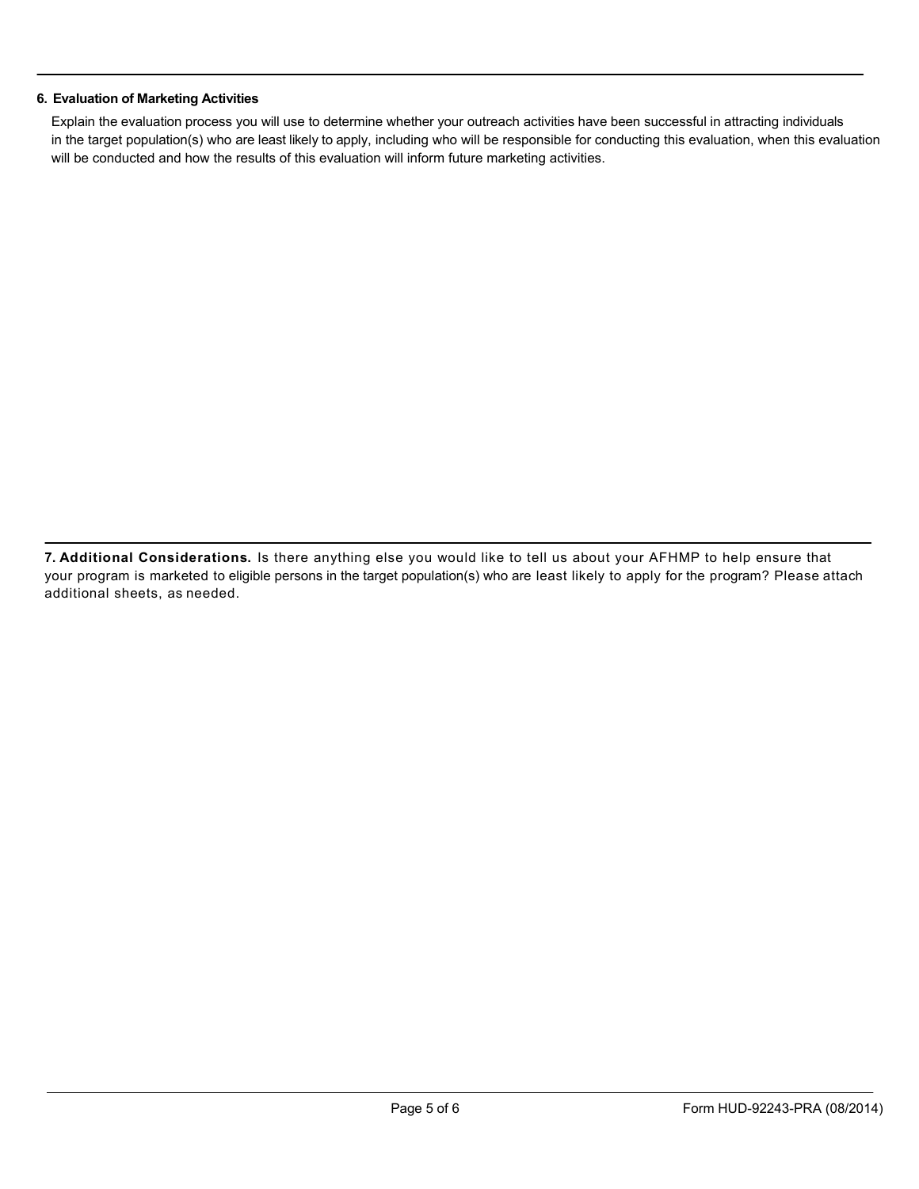**6. Evaluation of Marketing Activities**

Explain the evaluation process you will use to determine whether your outreach activities have been successful in attracting individuals in the target population(s) who are least likely to apply, including who will be responsible for conducting this evaluation, when this evaluation will be conducted and how the results of this evaluation will inform future marketing activities.

**7. Additional Considerations.** Is there anything else you would like to tell us about your AFHMP to help ensure that your program is marketed to eligible persons in the target population(s) who are least likely to apply for the program? Please attach additional sheets, as needed.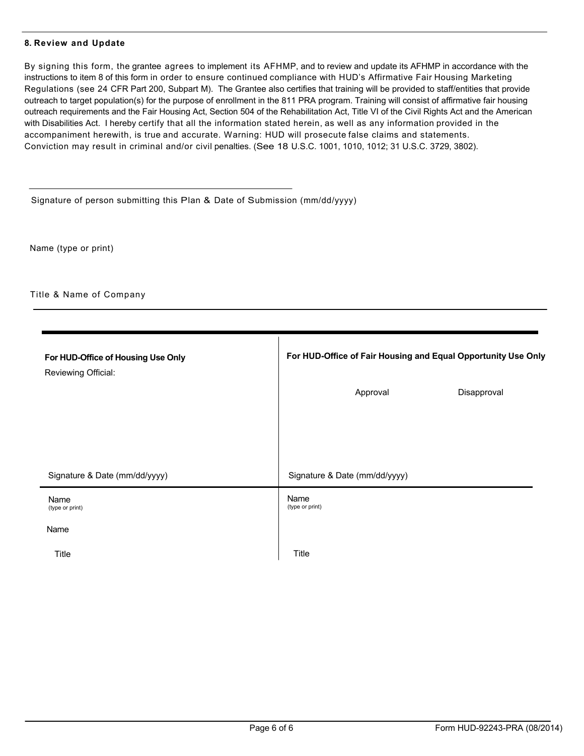### 8. Review and Update

By signing this form, the grantee agrees to implement its AFHMP, and to review and update its AFHMP in accordance with the instructions to item 8 of this form in order to ensure continued compliance with HUD's Affirmative Fair Housing Marketing Regulations (see 24 CFR Part 200, Subpart M). The Grantee also certifies that training will be provided to staff/entities that provide outreach to target population(s) for the purpose of enrollment in the 811 PRA program. Training will consist of affirmative fair housing outreach requirements and the Fair Housing Act, Section 504 of the Rehabilitation Act, Title VI of the Civil Rights Act and the American with Disabilities Act. I hereby certify that all the information stated herein, as well as any information provided in the accompaniment herewith, is true and accurate. Warning: HUD will prosecute false claims and statements. Conviction may result in criminal and/or civil penalties. (See 18 U.S.C. 1001, 1010, 1012; 31 U.S.C. 3729, 3802).

Signature of person submitting this Plan & Date of Submission (mm/dd/yyyy)

Name (type or print)

Title & Name of Company

| **For HUD-Office of Housing Use Only** | **For HUD-Office of Fair Housing and Equal Opportunity Use Only** |
|---|---|
| Reviewing Official: | Approval &nbsp;&nbsp;&nbsp;&nbsp; Disapproval |
| Signature & Date (mm/dd/yyyy) | Signature & Date (mm/dd/yyyy) |
| Name (type or print) | Name (type or print) |
| Name | |
| Title | Title |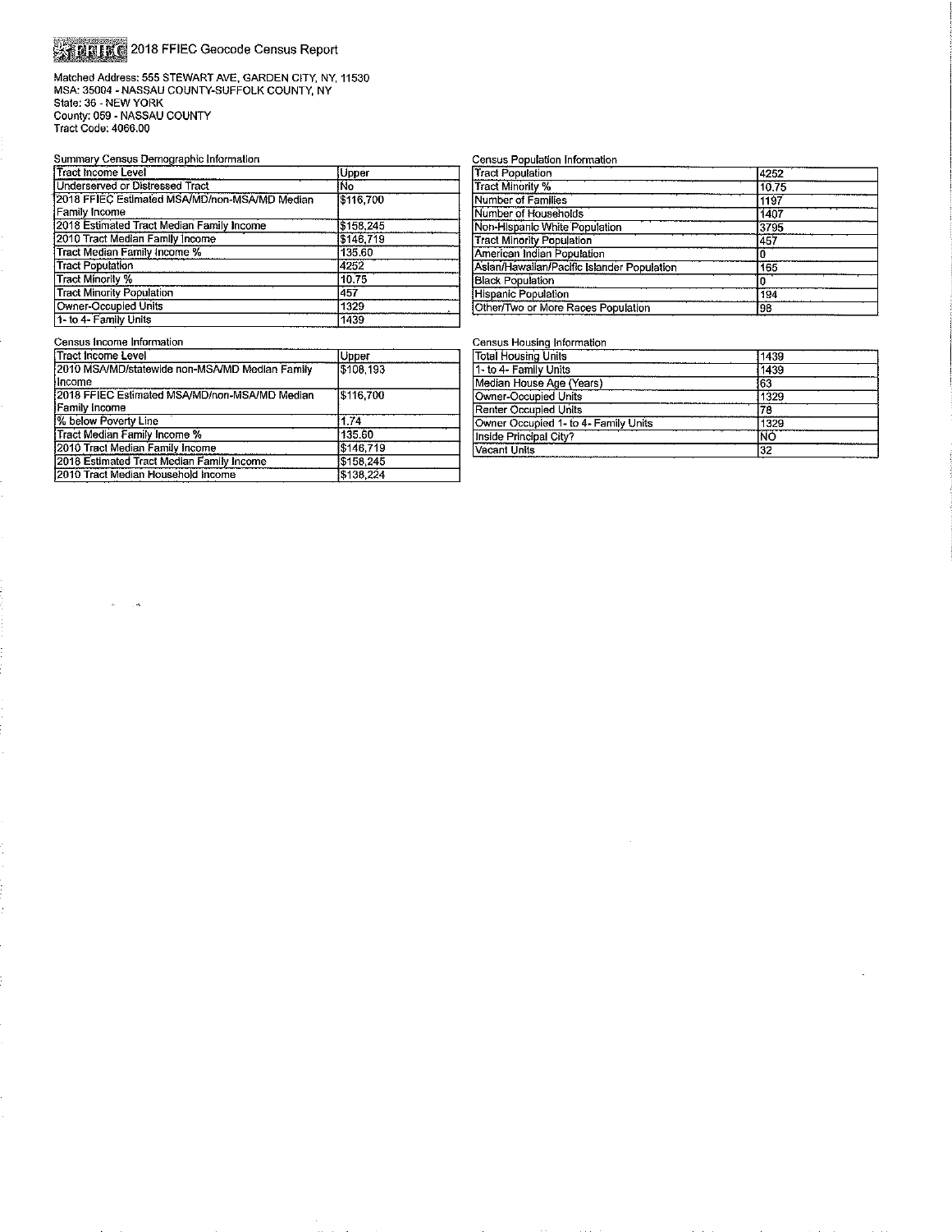# FFIEC 2018 FFIEC Geocode Census Report

Matched Address: 555 STEWART AVE, GARDEN CITY, NY, 11530
MSA: 35004 - NASSAU COUNTY-SUFFOLK COUNTY, NY
State: 36 - NEW YORK
County: 059 - NASSAU COUNTY
Tract Code: 4066.00

Summary Census Demographic Information

| Tract Income Level | Upper |
|---|---|
| Underserved or Distressed Tract | No |
| 2018 FFIEC Estimated MSA/MD/non-MSA/MD Median Family Income | $116,700 |
| 2018 Estimated Tract Median Family Income | $158,245 |
| 2010 Tract Median Family Income | $146,719 |
| Tract Median Family Income % | 135.60 |
| Tract Population | 4252 |
| Tract Minority % | 10.75 |
| Tract Minority Population | 457 |
| Owner-Occupied Units | 1329 |
| 1- to 4- Family Units | 1439 |

Census Population Information

| Tract Population | 4252 |
|---|---|
| Tract Minority % | 10.75 |
| Number of Families | 1197 |
| Number of Households | 1407 |
| Non-Hispanic White Population | 3795 |
| Tract Minority Population | 457 |
| American Indian Population | 0 |
| Asian/Hawaiian/Pacific Islander Population | 165 |
| Black Population | 0 |
| Hispanic Population | 194 |
| Other/Two or More Races Population | 98 |

Census Income Information

| Tract Income Level | Upper |
|---|---|
| 2010 MSA/MD/statewide non-MSA/MD Median Family Income | $108,193 |
| 2018 FFIEC Estimated MSA/MD/non-MSA/MD Median Family Income | $116,700 |
| % below Poverty Line | 1.74 |
| Tract Median Family Income % | 135.60 |
| 2010 Tract Median Family Income | $146,719 |
| 2018 Estimated Tract Median Family Income | $158,245 |
| 2010 Tract Median Household Income | $138,224 |

Census Housing Information

| Total Housing Units | 1439 |
|---|---|
| 1- to 4- Family Units | 1439 |
| Median House Age (Years) | 63 |
| Owner-Occupied Units | 1329 |
| Renter Occupied Units | 78 |
| Owner Occupied 1- to 4- Family Units | 1329 |
| Inside Principal City? | NO |
| Vacant Units | 32 |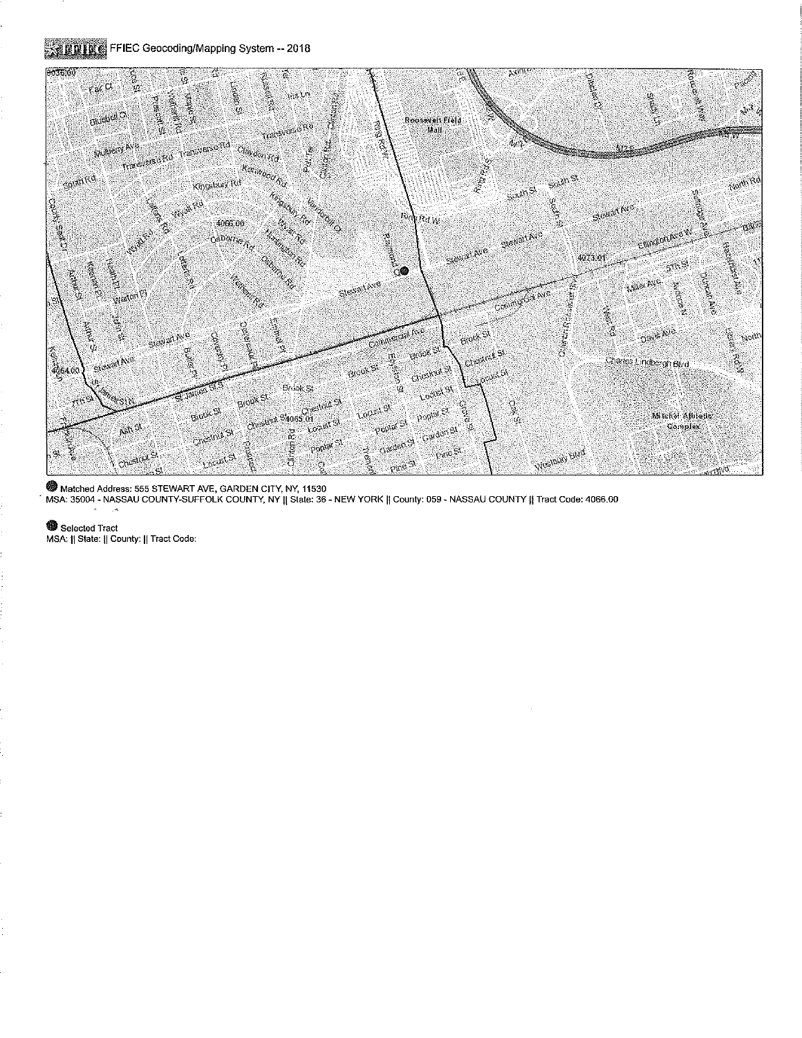FFIEC Geocoding/Mapping System -- 2018

Matched Address: 555 STEWART AVE, GARDEN CITY, NY, 11530
MSA: 35004 - NASSAU COUNTY-SUFFOLK COUNTY, NY || State: 36 - NEW YORK || County: 059 - NASSAU COUNTY || Tract Code: 4066.00

Selected Tract
MSA: || State: || County: || Tract Code: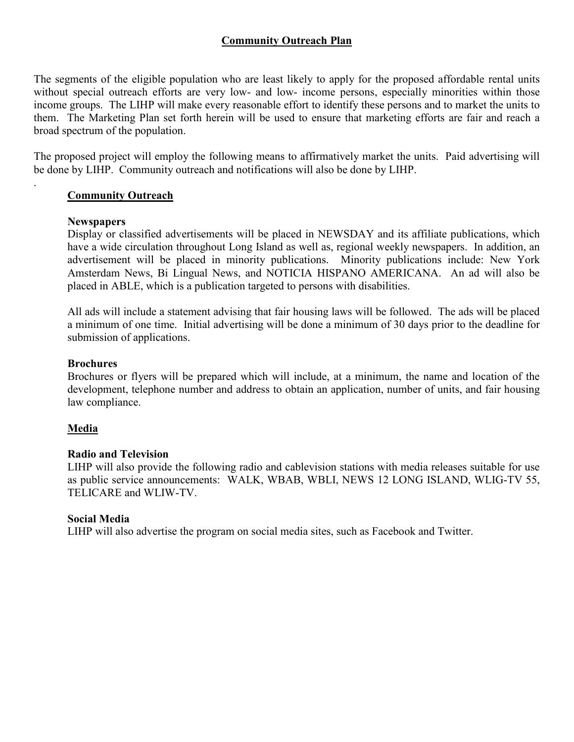# Community Outreach Plan

The segments of the eligible population who are least likely to apply for the proposed affordable rental units without special outreach efforts are very low- and low- income persons, especially minorities within those income groups. The LIHP will make every reasonable effort to identify these persons and to market the units to them. The Marketing Plan set forth herein will be used to ensure that marketing efforts are fair and reach a broad spectrum of the population.

The proposed project will employ the following means to affirmatively market the units. Paid advertising will be done by LIHP. Community outreach and notifications will also be done by LIHP.

.

## Community Outreach

### Newspapers

Display or classified advertisements will be placed in NEWSDAY and its affiliate publications, which have a wide circulation throughout Long Island as well as, regional weekly newspapers. In addition, an advertisement will be placed in minority publications. Minority publications include: New York Amsterdam News, Bi Lingual News, and NOTICIA HISPANO AMERICANA. An ad will also be placed in ABLE, which is a publication targeted to persons with disabilities.

All ads will include a statement advising that fair housing laws will be followed. The ads will be placed a minimum of one time. Initial advertising will be done a minimum of 30 days prior to the deadline for submission of applications.

### Brochures

Brochures or flyers will be prepared which will include, at a minimum, the name and location of the development, telephone number and address to obtain an application, number of units, and fair housing law compliance.

## Media

### Radio and Television

LIHP will also provide the following radio and cablevision stations with media releases suitable for use as public service announcements: WALK, WBAB, WBLI, NEWS 12 LONG ISLAND, WLIG-TV 55, TELICARE and WLIW-TV.

### Social Media

LIHP will also advertise the program on social media sites, such as Facebook and Twitter.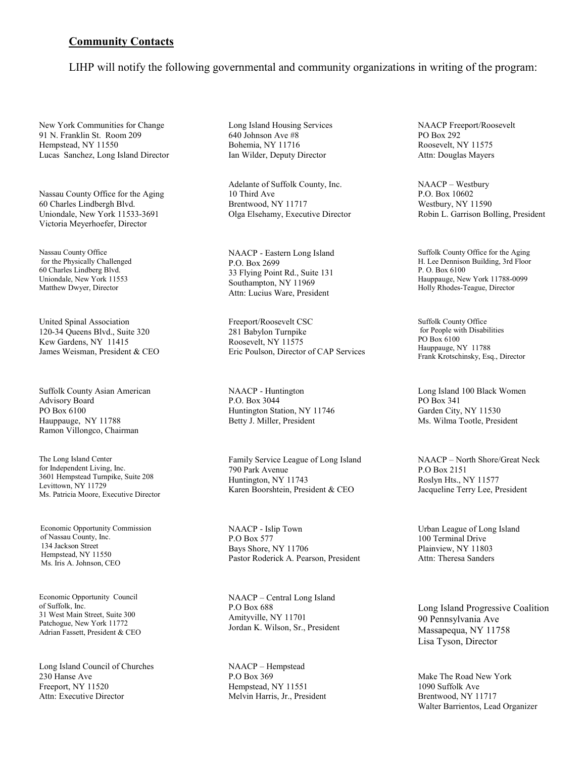## Community Contacts

LIHP will notify the following governmental and community organizations in writing of the program:

New York Communities for Change
91 N. Franklin St. Room 209
Hempstead, NY 11550
Lucas Sanchez, Long Island Director

Nassau County Office for the Aging
60 Charles Lindbergh Blvd.
Uniondale, New York 11533-3691
Victoria Meyerhoefer, Director

Nassau County Office
for the Physically Challenged
60 Charles Lindberg Blvd.
Uniondale, New York 11553
Matthew Dwyer, Director

United Spinal Association
120-34 Queens Blvd., Suite 320
Kew Gardens, NY 11415
James Weisman, President & CEO

Suffolk County Asian American
Advisory Board
PO Box 6100
Hauppauge, NY 11788
Ramon Villongco, Chairman

The Long Island Center
for Independent Living, Inc.
3601 Hempstead Turnpike, Suite 208
Levittown, NY 11729
Ms. Patricia Moore, Executive Director

Economic Opportunity Commission
of Nassau County, Inc.
134 Jackson Street
Hempstead, NY 11550
Ms. Iris A. Johnson, CEO

Economic Opportunity Council
of Suffolk, Inc.
31 West Main Street, Suite 300
Patchogue, New York 11772
Adrian Fassett, President & CEO

Long Island Council of Churches
230 Hanse Ave
Freeport, NY 11520
Attn: Executive Director

Long Island Housing Services
640 Johnson Ave #8
Bohemia, NY 11716
Ian Wilder, Deputy Director

Adelante of Suffolk County, Inc.
10 Third Ave
Brentwood, NY 11717
Olga Elsehamy, Executive Director

NAACP - Eastern Long Island
P.O. Box 2699
33 Flying Point Rd., Suite 131
Southampton, NY 11969
Attn: Lucius Ware, President

Freeport/Roosevelt CSC
281 Babylon Turnpike
Roosevelt, NY 11575
Eric Poulson, Director of CAP Services

NAACP - Huntington
P.O. Box 3044
Huntington Station, NY 11746
Betty J. Miller, President

Family Service League of Long Island
790 Park Avenue
Huntington, NY 11743
Karen Boorshtein, President & CEO

NAACP - Islip Town
P.O Box 577
Bays Shore, NY 11706
Pastor Roderick A. Pearson, President

NAACP – Central Long Island
P.O Box 688
Amityville, NY 11701
Jordan K. Wilson, Sr., President

NAACP – Hempstead
P.O Box 369
Hempstead, NY 11551
Melvin Harris, Jr., President

NAACP Freeport/Roosevelt
PO Box 292
Roosevelt, NY 11575
Attn: Douglas Mayers

NAACP – Westbury
P.O. Box 10602
Westbury, NY 11590
Robin L. Garrison Bolling, President

Suffolk County Office for the Aging
H. Lee Dennison Building, 3rd Floor
P. O. Box 6100
Hauppauge, New York 11788-0099
Holly Rhodes-Teague, Director

Suffolk County Office
for People with Disabilities
PO Box 6100
Hauppauge, NY 11788
Frank Krotschinsky, Esq., Director

Long Island 100 Black Women
PO Box 341
Garden City, NY 11530
Ms. Wilma Tootle, President

NAACP – North Shore/Great Neck
P.O Box 2151
Roslyn Hts., NY 11577
Jacqueline Terry Lee, President

Urban League of Long Island
100 Terminal Drive
Plainview, NY 11803
Attn: Theresa Sanders

Long Island Progressive Coalition
90 Pennsylvania Ave
Massapequa, NY 11758
Lisa Tyson, Director

Make The Road New York
1090 Suffolk Ave
Brentwood, NY 11717
Walter Barrientos, Lead Organizer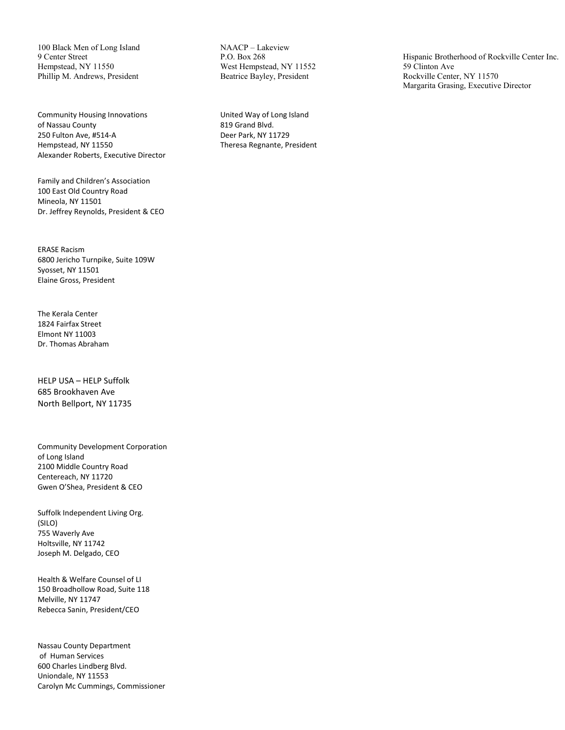100 Black Men of Long Island
9 Center Street
Hempstead, NY 11550
Phillip M. Andrews, President

NAACP – Lakeview
P.O. Box 268
West Hempstead, NY 11552
Beatrice Bayley, President

Hispanic Brotherhood of Rockville Center Inc.
59 Clinton Ave
Rockville Center, NY 11570
Margarita Grasing, Executive Director

Community Housing Innovations
of Nassau County
250 Fulton Ave, #514-A
Hempstead, NY 11550
Alexander Roberts, Executive Director

United Way of Long Island
819 Grand Blvd.
Deer Park, NY 11729
Theresa Regnante, President

Family and Children's Association
100 East Old Country Road
Mineola, NY 11501
Dr. Jeffrey Reynolds, President & CEO

ERASE Racism
6800 Jericho Turnpike, Suite 109W
Syosset, NY 11501
Elaine Gross, President

The Kerala Center
1824 Fairfax Street
Elmont NY 11003
Dr. Thomas Abraham

HELP USA – HELP Suffolk
685 Brookhaven Ave
North Bellport, NY 11735

Community Development Corporation
of Long Island
2100 Middle Country Road
Centereach, NY 11720
Gwen O'Shea, President & CEO

Suffolk Independent Living Org.
(SILO)
755 Waverly Ave
Holtsville, NY 11742
Joseph M. Delgado, CEO

Health & Welfare Counsel of LI
150 Broadhollow Road, Suite 118
Melville, NY 11747
Rebecca Sanin, President/CEO

Nassau County Department
of Human Services
600 Charles Lindberg Blvd.
Uniondale, NY 11553
Carolyn Mc Cummings, Commissioner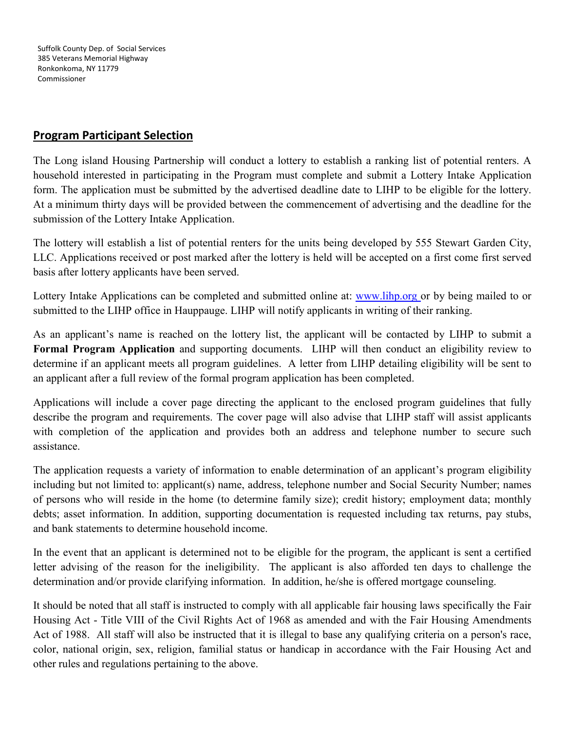Suffolk County Dep. of Social Services
385 Veterans Memorial Highway
Ronkonkoma, NY 11779
Commissioner

## Program Participant Selection

The Long island Housing Partnership will conduct a lottery to establish a ranking list of potential renters. A household interested in participating in the Program must complete and submit a Lottery Intake Application form. The application must be submitted by the advertised deadline date to LIHP to be eligible for the lottery. At a minimum thirty days will be provided between the commencement of advertising and the deadline for the submission of the Lottery Intake Application.

The lottery will establish a list of potential renters for the units being developed by 555 Stewart Garden City, LLC. Applications received or post marked after the lottery is held will be accepted on a first come first served basis after lottery applicants have been served.

Lottery Intake Applications can be completed and submitted online at: www.lihp.org or by being mailed to or submitted to the LIHP office in Hauppauge. LIHP will notify applicants in writing of their ranking.

As an applicant's name is reached on the lottery list, the applicant will be contacted by LIHP to submit a **Formal Program Application** and supporting documents. LIHP will then conduct an eligibility review to determine if an applicant meets all program guidelines. A letter from LIHP detailing eligibility will be sent to an applicant after a full review of the formal program application has been completed.

Applications will include a cover page directing the applicant to the enclosed program guidelines that fully describe the program and requirements. The cover page will also advise that LIHP staff will assist applicants with completion of the application and provides both an address and telephone number to secure such assistance.

The application requests a variety of information to enable determination of an applicant's program eligibility including but not limited to: applicant(s) name, address, telephone number and Social Security Number; names of persons who will reside in the home (to determine family size); credit history; employment data; monthly debts; asset information. In addition, supporting documentation is requested including tax returns, pay stubs, and bank statements to determine household income.

In the event that an applicant is determined not to be eligible for the program, the applicant is sent a certified letter advising of the reason for the ineligibility. The applicant is also afforded ten days to challenge the determination and/or provide clarifying information. In addition, he/she is offered mortgage counseling.

It should be noted that all staff is instructed to comply with all applicable fair housing laws specifically the Fair Housing Act - Title VIII of the Civil Rights Act of 1968 as amended and with the Fair Housing Amendments Act of 1988. All staff will also be instructed that it is illegal to base any qualifying criteria on a person's race, color, national origin, sex, religion, familial status or handicap in accordance with the Fair Housing Act and other rules and regulations pertaining to the above.